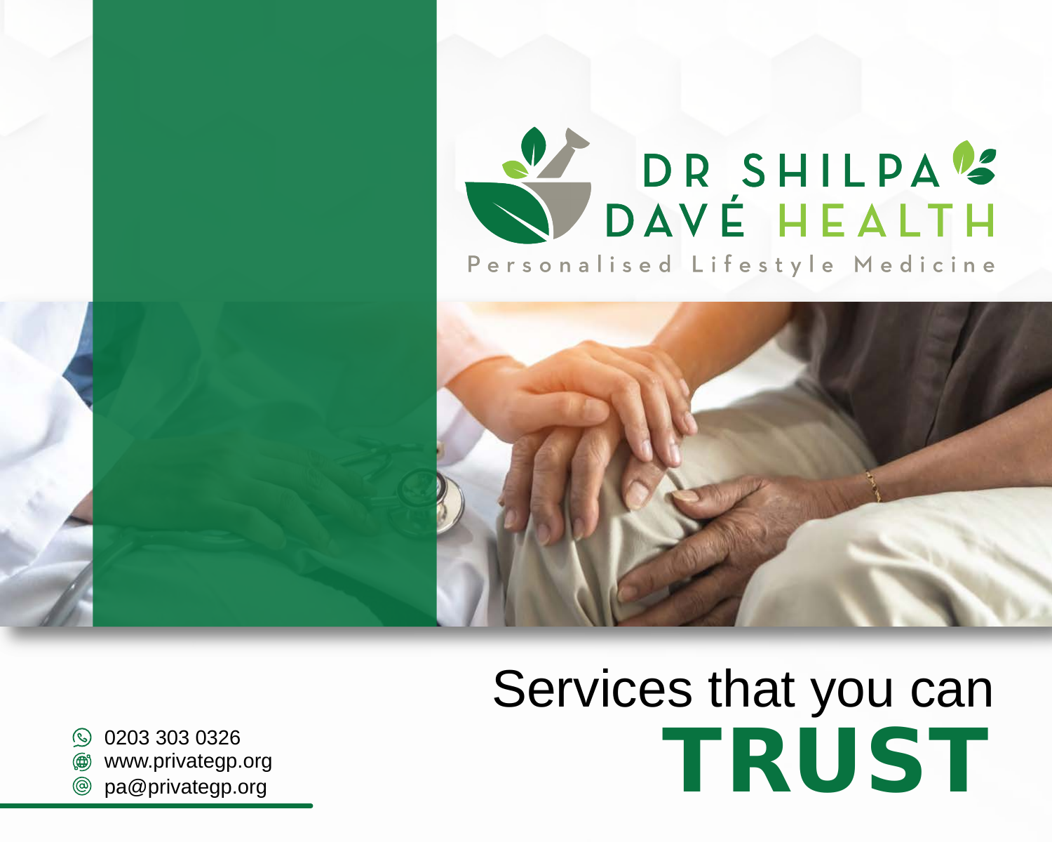# DR SHILPA DAVÉ HEALTH

Personalised Lifestyle Medicine

0203 303 0326
www.privategp.org
pa@privategp.org

Services that you can **TRUST**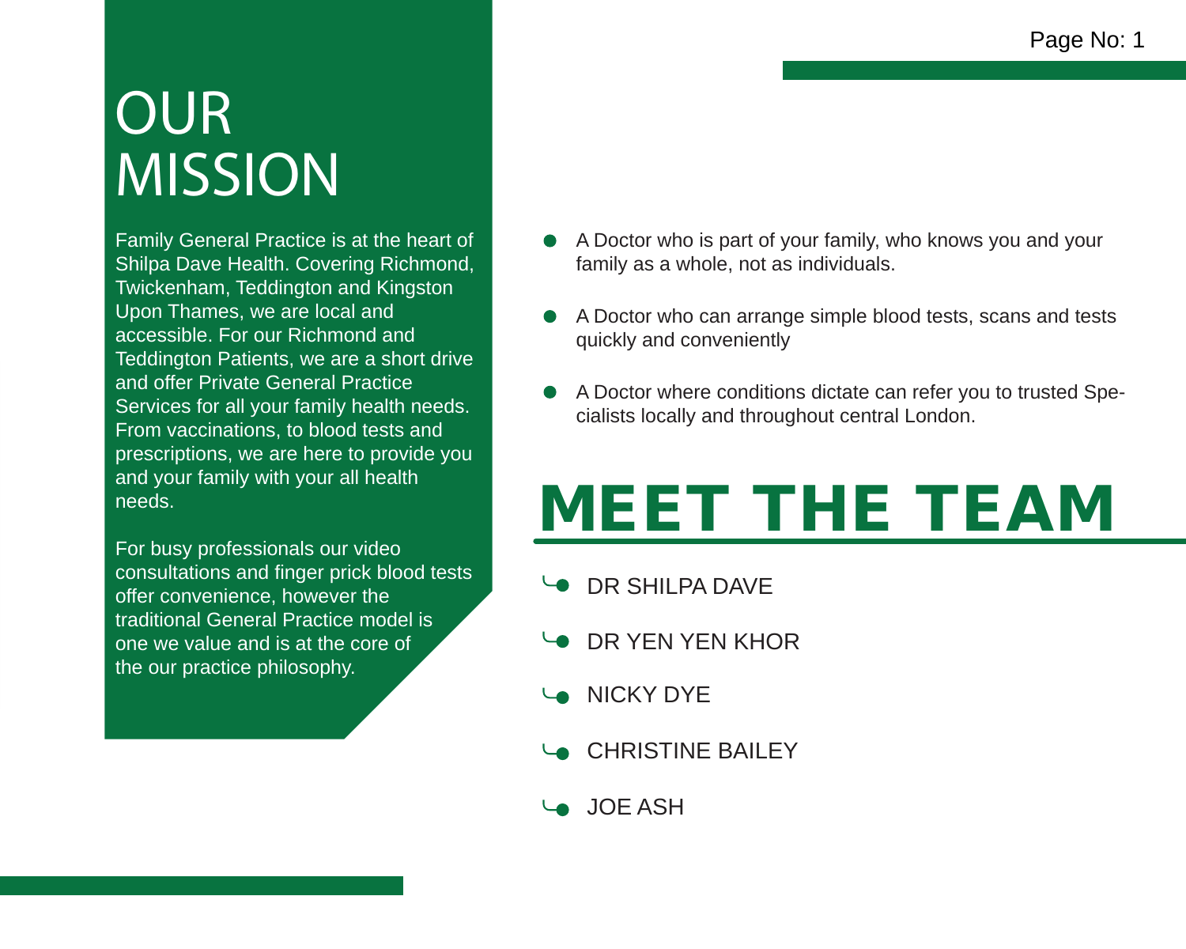# OUR MISSION

Family General Practice is at the heart of Shilpa Dave Health. Covering Richmond, Twickenham, Teddington and Kingston Upon Thames, we are local and accessible. For our Richmond and Teddington Patients, we are a short drive and offer Private General Practice Services for all your family health needs. From vaccinations, to blood tests and prescriptions, we are here to provide you and your family with your all health needs.

For busy professionals our video consultations and finger prick blood tests offer convenience, however the traditional General Practice model is one we value and is at the core of the our practice philosophy.

- A Doctor who is part of your family, who knows you and your family as a whole, not as individuals.
- A Doctor who can arrange simple blood tests, scans and tests quickly and conveniently
- A Doctor where conditions dictate can refer you to trusted Specialists locally and throughout central London.

# MEET THE TEAM

- DR SHILPA DAVE
- DR YEN YEN KHOR
- NICKY DYE
- CHRISTINE BAILEY
- JOE ASH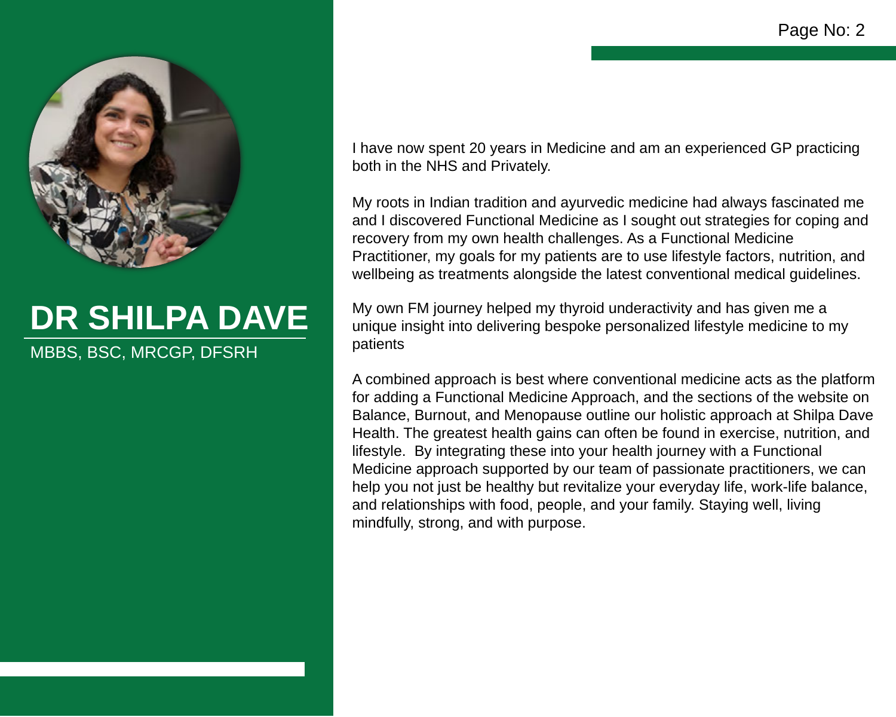# DR SHILPA DAVE

MBBS, BSC, MRCGP, DFSRH

I have now spent 20 years in Medicine and am an experienced GP practicing both in the NHS and Privately.

My roots in Indian tradition and ayurvedic medicine had always fascinated me and I discovered Functional Medicine as I sought out strategies for coping and recovery from my own health challenges. As a Functional Medicine Practitioner, my goals for my patients are to use lifestyle factors, nutrition, and wellbeing as treatments alongside the latest conventional medical guidelines.

My own FM journey helped my thyroid underactivity and has given me a unique insight into delivering bespoke personalized lifestyle medicine to my patients

A combined approach is best where conventional medicine acts as the platform for adding a Functional Medicine Approach, and the sections of the website on Balance, Burnout, and Menopause outline our holistic approach at Shilpa Dave Health. The greatest health gains can often be found in exercise, nutrition, and lifestyle. By integrating these into your health journey with a Functional Medicine approach supported by our team of passionate practitioners, we can help you not just be healthy but revitalize your everyday life, work-life balance, and relationships with food, people, and your family. Staying well, living mindfully, strong, and with purpose.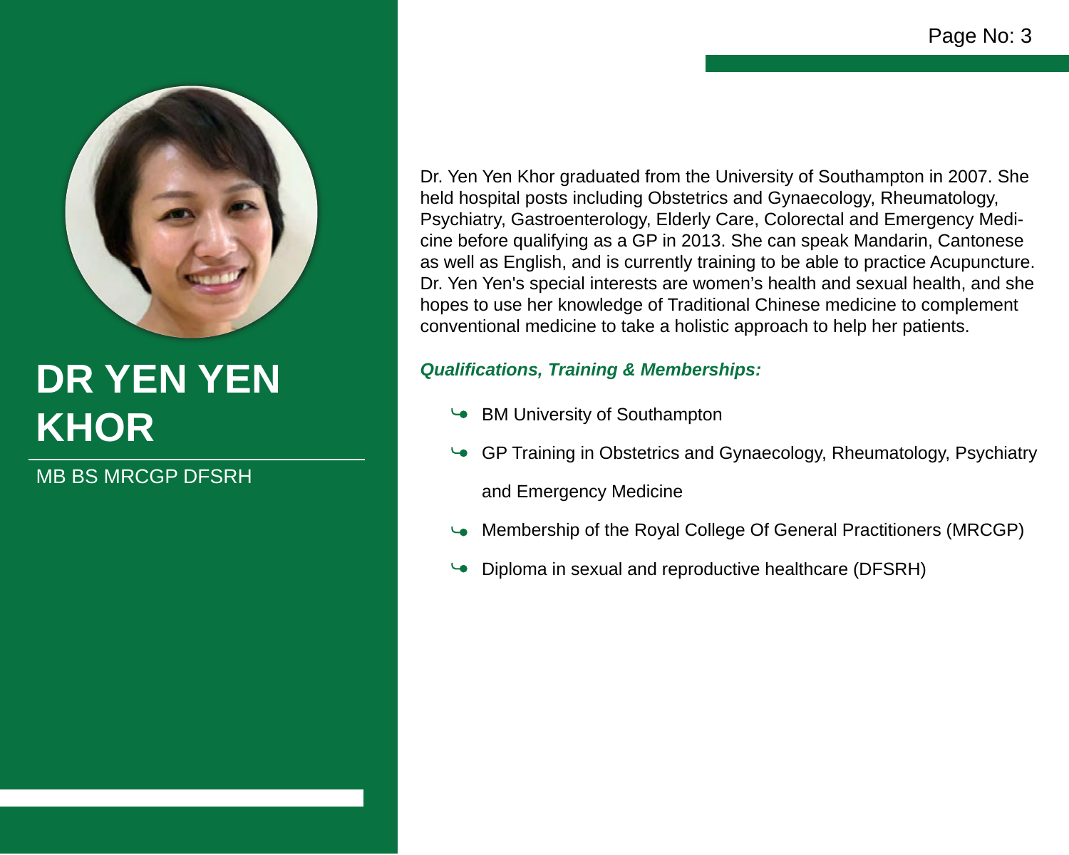# DR YEN YEN KHOR

MB BS MRCGP DFSRH

Dr. Yen Yen Khor graduated from the University of Southampton in 2007. She held hospital posts including Obstetrics and Gynaecology, Rheumatology, Psychiatry, Gastroenterology, Elderly Care, Colorectal and Emergency Medicine before qualifying as a GP in 2013. She can speak Mandarin, Cantonese as well as English, and is currently training to be able to practice Acupuncture. Dr. Yen Yen's special interests are women's health and sexual health, and she hopes to use her knowledge of Traditional Chinese medicine to complement conventional medicine to take a holistic approach to help her patients.

***Qualifications, Training & Memberships:***

- BM University of Southampton
- GP Training in Obstetrics and Gynaecology, Rheumatology, Psychiatry and Emergency Medicine
- Membership of the Royal College Of General Practitioners (MRCGP)
- Diploma in sexual and reproductive healthcare (DFSRH)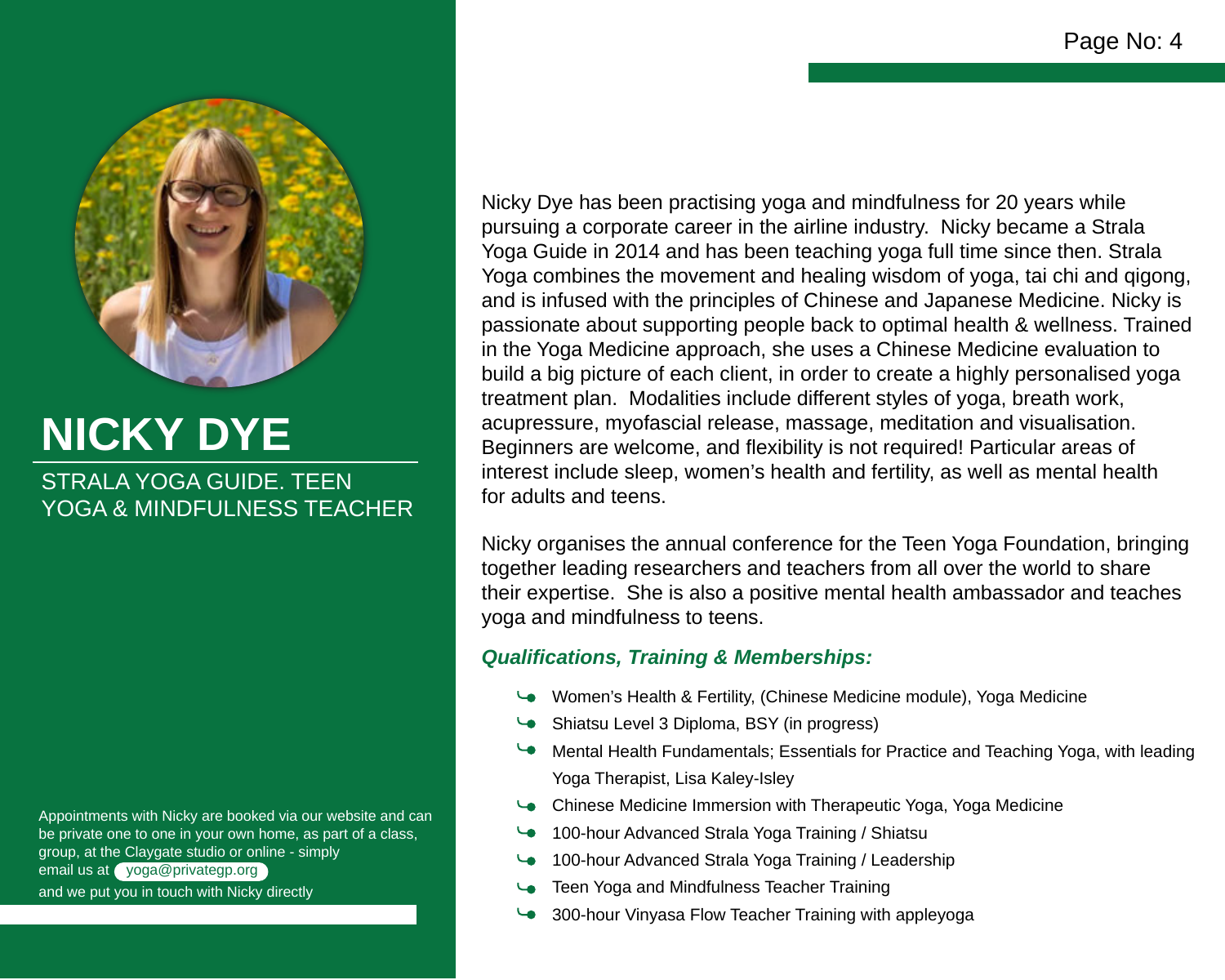# NICKY DYE

STRALA YOGA GUIDE. TEEN YOGA & MINDFULNESS TEACHER

Appointments with Nicky are booked via our website and can be private one to one in your own home, as part of a class, group, at the Claygate studio or online - simply email us at yoga@privategp.org and we put you in touch with Nicky directly

Nicky Dye has been practising yoga and mindfulness for 20 years while pursuing a corporate career in the airline industry. Nicky became a Strala Yoga Guide in 2014 and has been teaching yoga full time since then. Strala Yoga combines the movement and healing wisdom of yoga, tai chi and qigong, and is infused with the principles of Chinese and Japanese Medicine. Nicky is passionate about supporting people back to optimal health & wellness. Trained in the Yoga Medicine approach, she uses a Chinese Medicine evaluation to build a big picture of each client, in order to create a highly personalised yoga treatment plan. Modalities include different styles of yoga, breath work, acupressure, myofascial release, massage, meditation and visualisation. Beginners are welcome, and flexibility is not required! Particular areas of interest include sleep, women's health and fertility, as well as mental health for adults and teens.

Nicky organises the annual conference for the Teen Yoga Foundation, bringing together leading researchers and teachers from all over the world to share their expertise. She is also a positive mental health ambassador and teaches yoga and mindfulness to teens.

***Qualifications, Training & Memberships:***

- Women's Health & Fertility, (Chinese Medicine module), Yoga Medicine
- Shiatsu Level 3 Diploma, BSY (in progress)
- Mental Health Fundamentals; Essentials for Practice and Teaching Yoga, with leading Yoga Therapist, Lisa Kaley-Isley
- Chinese Medicine Immersion with Therapeutic Yoga, Yoga Medicine
- 100-hour Advanced Strala Yoga Training / Shiatsu
- 100-hour Advanced Strala Yoga Training / Leadership
- Teen Yoga and Mindfulness Teacher Training
- 300-hour Vinyasa Flow Teacher Training with appleyoga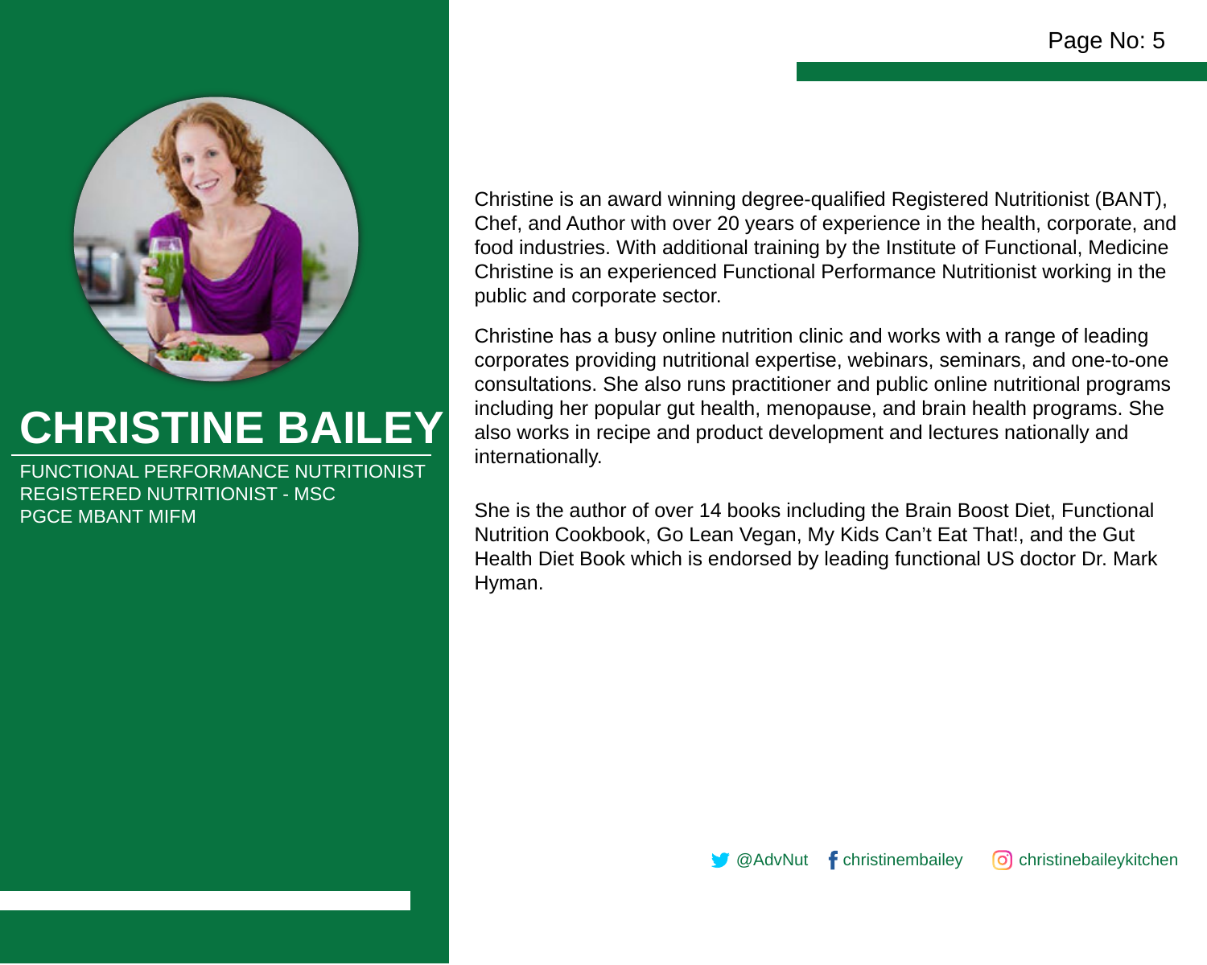# CHRISTINE BAILEY

FUNCTIONAL PERFORMANCE NUTRITIONIST
REGISTERED NUTRITIONIST - MSC
PGCE MBANT MIFM

Christine is an award winning degree-qualified Registered Nutritionist (BANT), Chef, and Author with over 20 years of experience in the health, corporate, and food industries. With additional training by the Institute of Functional, Medicine Christine is an experienced Functional Performance Nutritionist working in the public and corporate sector.

Christine has a busy online nutrition clinic and works with a range of leading corporates providing nutritional expertise, webinars, seminars, and one-to-one consultations. She also runs practitioner and public online nutritional programs including her popular gut health, menopause, and brain health programs. She also works in recipe and product development and lectures nationally and internationally.

She is the author of over 14 books including the Brain Boost Diet, Functional Nutrition Cookbook, Go Lean Vegan, My Kids Can't Eat That!, and the Gut Health Diet Book which is endorsed by leading functional US doctor Dr. Mark Hyman.

@AdvNut christinembailey christinebaileykitchen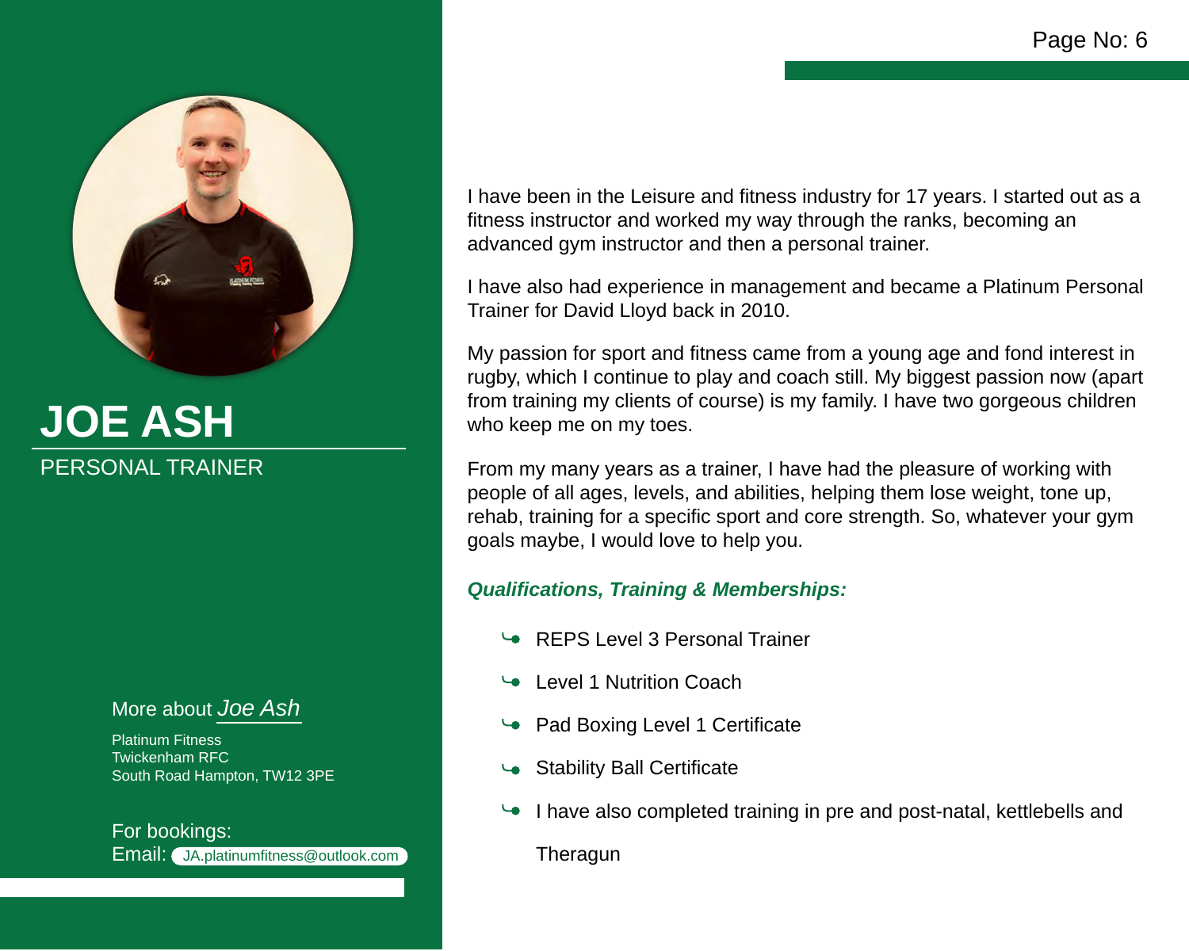# JOE ASH

PERSONAL TRAINER

I have been in the Leisure and fitness industry for 17 years. I started out as a fitness instructor and worked my way through the ranks, becoming an advanced gym instructor and then a personal trainer.

I have also had experience in management and became a Platinum Personal Trainer for David Lloyd back in 2010.

My passion for sport and fitness came from a young age and fond interest in rugby, which I continue to play and coach still. My biggest passion now (apart from training my clients of course) is my family. I have two gorgeous children who keep me on my toes.

From my many years as a trainer, I have had the pleasure of working with people of all ages, levels, and abilities, helping them lose weight, tone up, rehab, training for a specific sport and core strength. So, whatever your gym goals maybe, I would love to help you.

***Qualifications, Training & Memberships:***

- REPS Level 3 Personal Trainer
- Level 1 Nutrition Coach
- Pad Boxing Level 1 Certificate
- Stability Ball Certificate
- I have also completed training in pre and post-natal, kettlebells and Theragun

More about *Joe Ash*

Platinum Fitness
Twickenham RFC
South Road Hampton, TW12 3PE

For bookings:
Email: JA.platinumfitness@outlook.com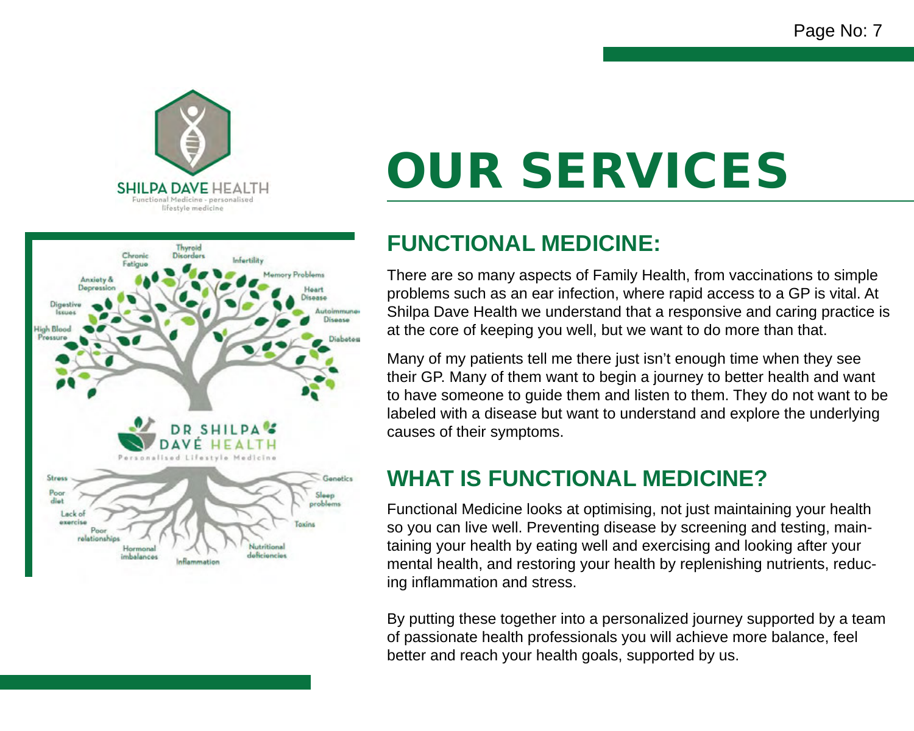SHILPA DAVE HEALTH

Functional Medicine - personalised lifestyle medicine

# OUR SERVICES

## FUNCTIONAL MEDICINE:

There are so many aspects of Family Health, from vaccinations to simple problems such as an ear infection, where rapid access to a GP is vital. At Shilpa Dave Health we understand that a responsive and caring practice is at the core of keeping you well, but we want to do more than that.

Many of my patients tell me there just isn't enough time when they see their GP. Many of them want to begin a journey to better health and want to have someone to guide them and listen to them. They do not want to be labeled with a disease but want to understand and explore the underlying causes of their symptoms.

## WHAT IS FUNCTIONAL MEDICINE?

Functional Medicine looks at optimising, not just maintaining your health so you can live well. Preventing disease by screening and testing, maintaining your health by eating well and exercising and looking after your mental health, and restoring your health by replenishing nutrients, reducing inflammation and stress.

By putting these together into a personalized journey supported by a team of passionate health professionals you will achieve more balance, feel better and reach your health goals, supported by us.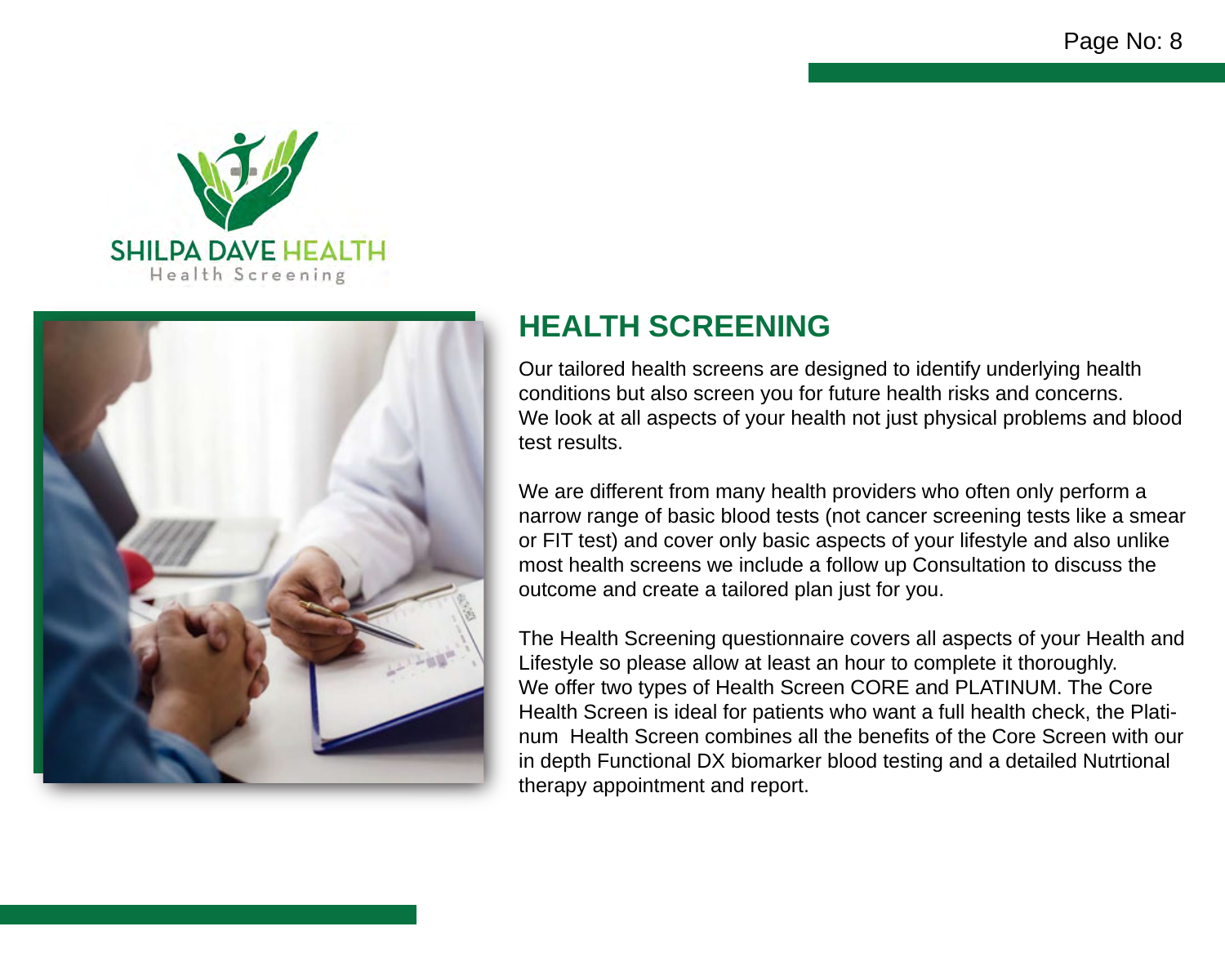# HEALTH SCREENING

Our tailored health screens are designed to identify underlying health conditions but also screen you for future health risks and concerns. We look at all aspects of your health not just physical problems and blood test results.

We are different from many health providers who often only perform a narrow range of basic blood tests (not cancer screening tests like a smear or FIT test) and cover only basic aspects of your lifestyle and also unlike most health screens we include a follow up Consultation to discuss the outcome and create a tailored plan just for you.

The Health Screening questionnaire covers all aspects of your Health and Lifestyle so please allow at least an hour to complete it thoroughly. We offer two types of Health Screen CORE and PLATINUM. The Core Health Screen is ideal for patients who want a full health check, the Platinum Health Screen combines all the benefits of the Core Screen with our in depth Functional DX biomarker blood testing and a detailed Nutrtional therapy appointment and report.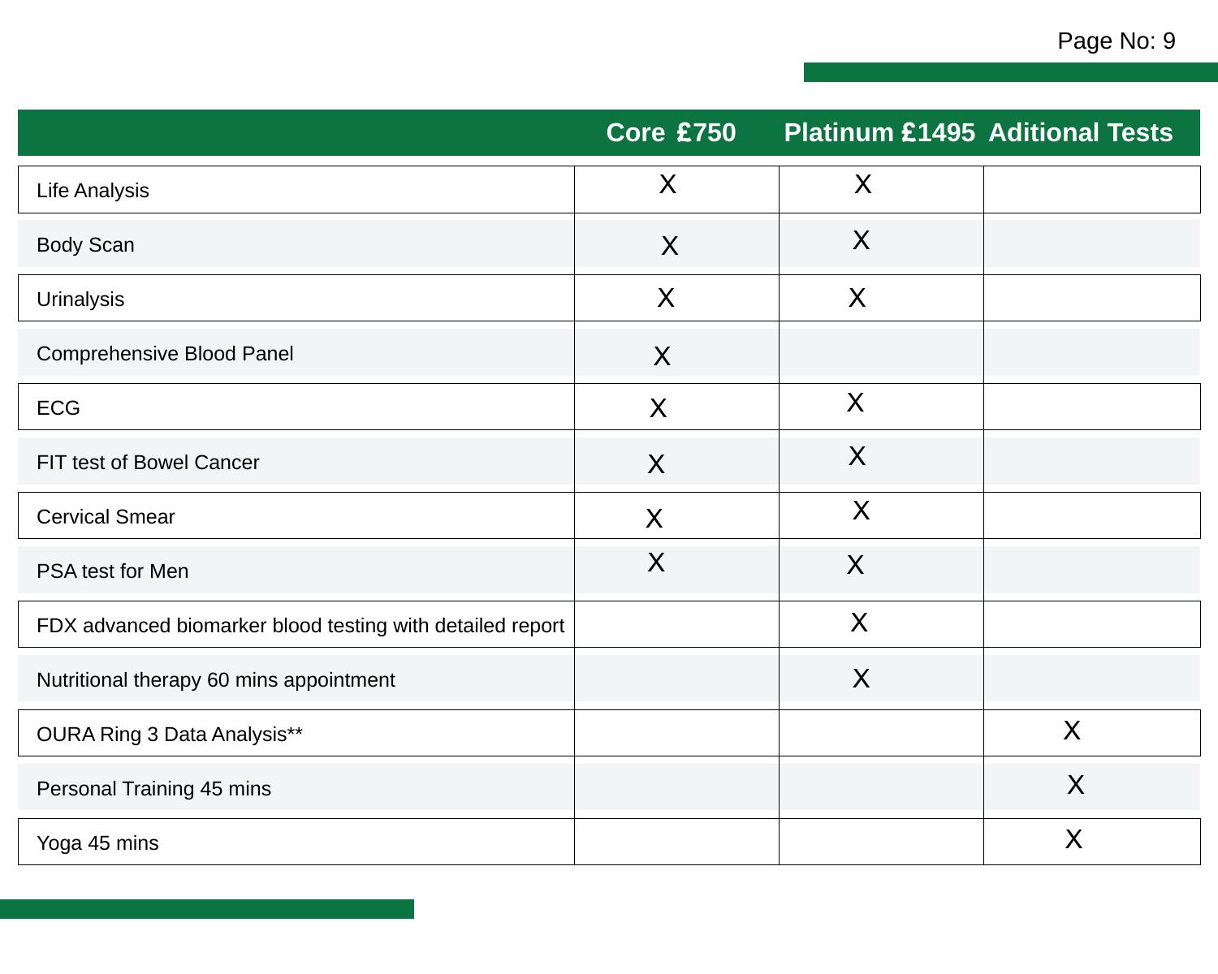| | Core £750 | Platinum £1495 | Aditional Tests |
|---|---|---|---|
| Life Analysis | X | X | |
| Body Scan | X | X | |
| Urinalysis | X | X | |
| Comprehensive Blood Panel | X | | |
| ECG | X | X | |
| FIT test of Bowel Cancer | X | X | |
| Cervical Smear | X | X | |
| PSA test for Men | X | X | |
| FDX advanced biomarker blood testing with detailed report | | X | |
| Nutritional therapy 60 mins appointment | | X | |
| OURA Ring 3 Data Analysis** | | | X |
| Personal Training 45 mins | | | X |
| Yoga 45 mins | | | X |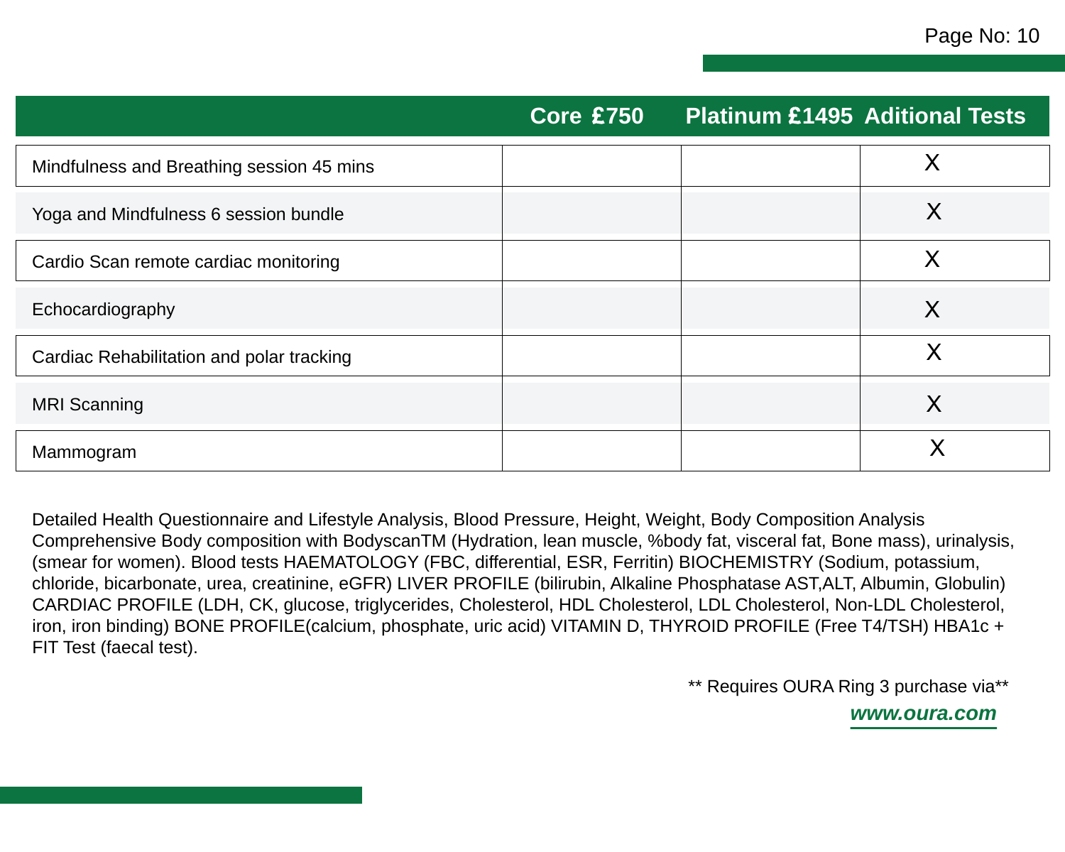| | Core £750 | Platinum £1495 | Aditional Tests |
|---|---|---|---|
| Mindfulness and Breathing session 45 mins | | | X |
| Yoga and Mindfulness 6 session bundle | | | X |
| Cardio Scan remote cardiac monitoring | | | X |
| Echocardiography | | | X |
| Cardiac Rehabilitation and polar tracking | | | X |
| MRI Scanning | | | X |
| Mammogram | | | X |

Detailed Health Questionnaire and Lifestyle Analysis, Blood Pressure, Height, Weight, Body Composition Analysis Comprehensive Body composition with BodyscanTM (Hydration, lean muscle, %body fat, visceral fat, Bone mass), urinalysis, (smear for women). Blood tests HAEMATOLOGY (FBC, differential, ESR, Ferritin) BIOCHEMISTRY (Sodium, potassium, chloride, bicarbonate, urea, creatinine, eGFR) LIVER PROFILE (bilirubin, Alkaline Phosphatase AST,ALT, Albumin, Globulin) CARDIAC PROFILE (LDH, CK, glucose, triglycerides, Cholesterol, HDL Cholesterol, LDL Cholesterol, Non-LDL Cholesterol, iron, iron binding) BONE PROFILE(calcium, phosphate, uric acid) VITAMIN D, THYROID PROFILE (Free T4/TSH) HBA1c + FIT Test (faecal test).

** Requires OURA Ring 3 purchase via**

***www.oura.com***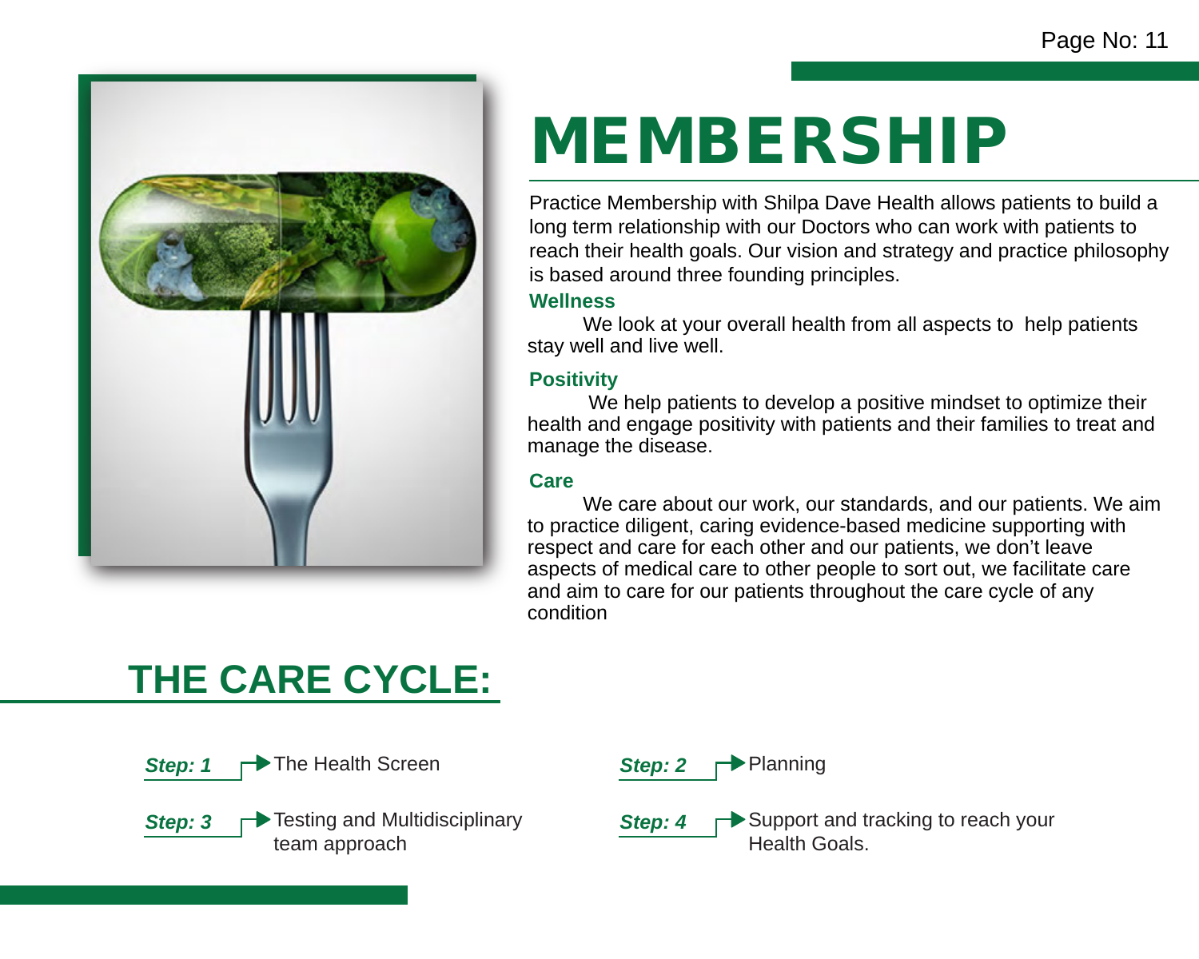# MEMBERSHIP

Practice Membership with Shilpa Dave Health allows patients to build a long term relationship with our Doctors who can work with patients to reach their health goals. Our vision and strategy and practice philosophy is based around three founding principles.

### Wellness

We look at your overall health from all aspects to help patients stay well and live well.

### Positivity

We help patients to develop a positive mindset to optimize their health and engage positivity with patients and their families to treat and manage the disease.

### Care

We care about our work, our standards, and our patients. We aim to practice diligent, caring evidence-based medicine supporting with respect and care for each other and our patients, we don't leave aspects of medical care to other people to sort out, we facilitate care and aim to care for our patients throughout the care cycle of any condition

## THE CARE CYCLE:

***Step: 1*** → The Health Screen

***Step: 2*** → Planning

***Step: 3*** → Testing and Multidisciplinary team approach

***Step: 4*** → Support and tracking to reach your Health Goals.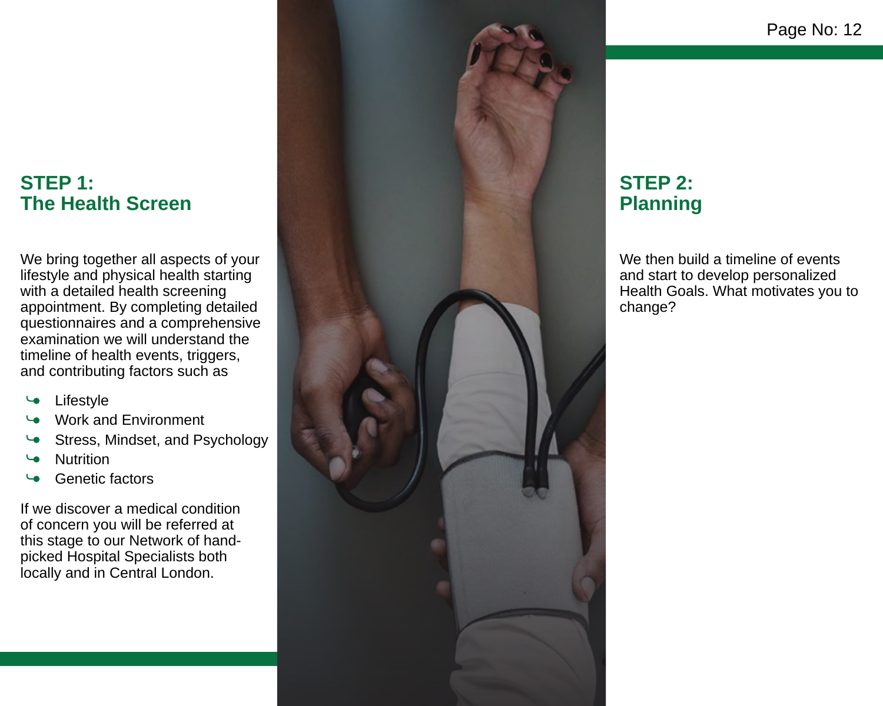## STEP 1: The Health Screen

We bring together all aspects of your lifestyle and physical health starting with a detailed health screening appointment. By completing detailed questionnaires and a comprehensive examination we will understand the timeline of health events, triggers, and contributing factors such as

- Lifestyle
- Work and Environment
- Stress, Mindset, and Psychology
- Nutrition
- Genetic factors

If we discover a medical condition of concern you will be referred at this stage to our Network of hand-picked Hospital Specialists both locally and in Central London.

## STEP 2: Planning

We then build a timeline of events and start to develop personalized Health Goals. What motivates you to change?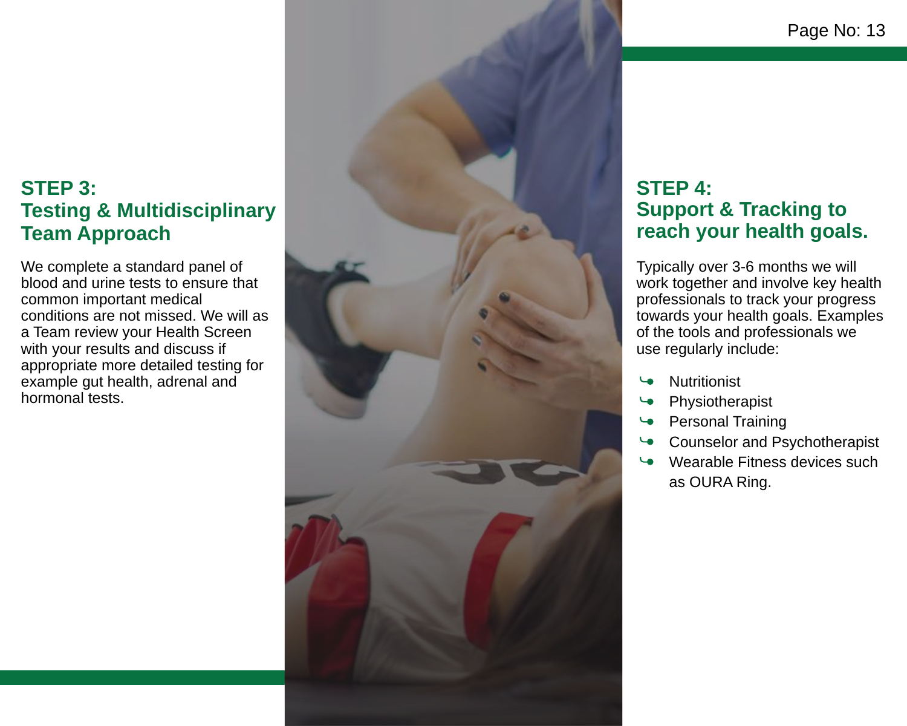## STEP 3:
## Testing & Multidisciplinary Team Approach

We complete a standard panel of blood and urine tests to ensure that common important medical conditions are not missed. We will as a Team review your Health Screen with your results and discuss if appropriate more detailed testing for example gut health, adrenal and hormonal tests.

## STEP 4:
## Support & Tracking to reach your health goals.

Typically over 3-6 months we will work together and involve key health professionals to track your progress towards your health goals. Examples of the tools and professionals we use regularly include:

- Nutritionist
- Physiotherapist
- Personal Training
- Counselor and Psychotherapist
- Wearable Fitness devices such as OURA Ring.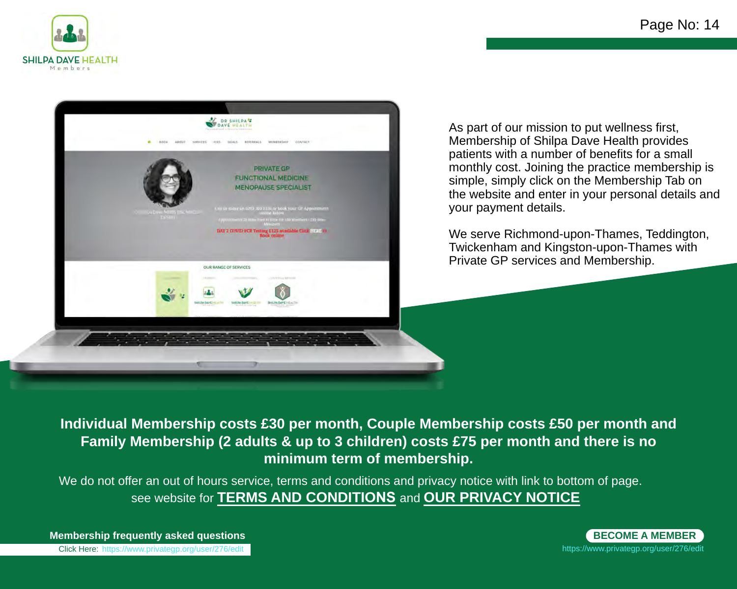As part of our mission to put wellness first, Membership of Shilpa Dave Health provides patients with a number of benefits for a small monthly cost. Joining the practice membership is simple, simply click on the Membership Tab on the website and enter in your personal details and your payment details.

We serve Richmond-upon-Thames, Teddington, Twickenham and Kingston-upon-Thames with Private GP services and Membership.

**Individual Membership costs £30 per month, Couple Membership costs £50 per month and Family Membership (2 adults & up to 3 children) costs £75 per month and there is no minimum term of membership.**

We do not offer an out of hours service, terms and conditions and privacy notice with link to bottom of page.
see website for **TERMS AND CONDITIONS** and **OUR PRIVACY NOTICE**

**Membership frequently asked questions**

Click Here: https://www.privategp.org/user/276/edit

**BECOME A MEMBER**

https://www.privategp.org/user/276/edit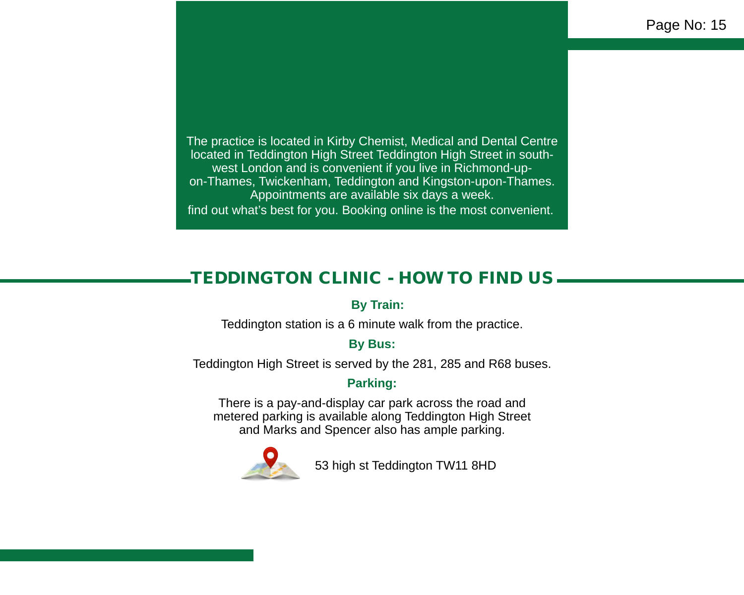The practice is located in Kirby Chemist, Medical and Dental Centre located in Teddington High Street Teddington High Street in south-west London and is convenient if you live in Richmond-up-on-Thames, Twickenham, Teddington and Kingston-upon-Thames. Appointments are available six days a week.

find out what’s best for you. Booking online is the most convenient.

## TEDDINGTON CLINIC - HOW TO FIND US

**By Train:**

Teddington station is a 6 minute walk from the practice.

**By Bus:**

Teddington High Street is served by the 281, 285 and R68 buses.

**Parking:**

There is a pay-and-display car park across the road and metered parking is available along Teddington High Street and Marks and Spencer also has ample parking.

53 high st Teddington TW11 8HD